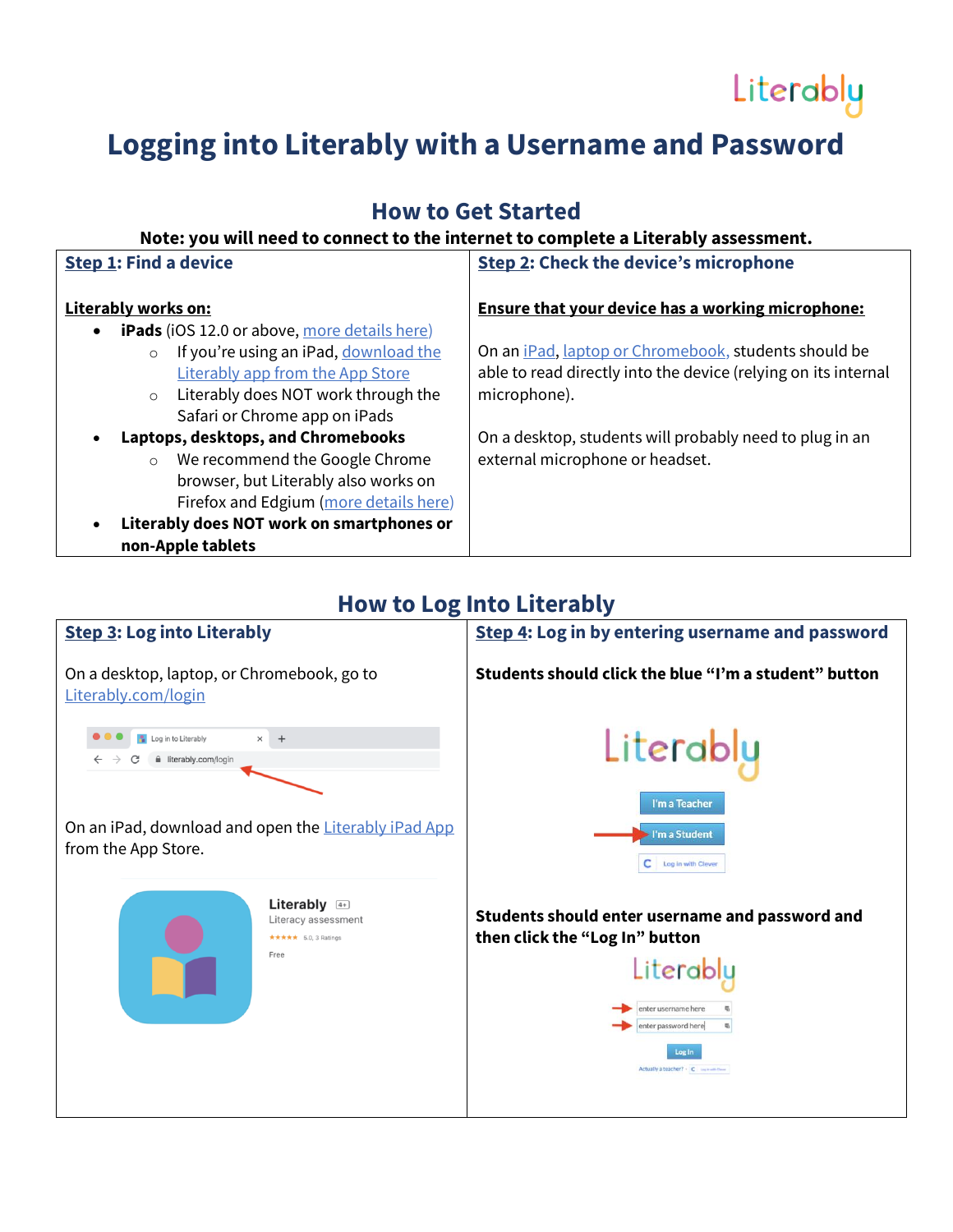Literably

# Logging into Literably with a Username and Password

## How to Get Started

**Note: you will need to connect to the internet to complete a Literably assessment.**

### Step 1: Find a device

**Literably works on:**

- **iPads** (iOS 12.0 or above, more details here)
  - If you're using an iPad, download the Literably app from the App Store
  - Literably does NOT work through the Safari or Chrome app on iPads
- **Laptops, desktops, and Chromebooks**
  - We recommend the Google Chrome browser, but Literably also works on Firefox and Edgium (more details here)
- **Literably does NOT work on smartphones or non-Apple tablets**

### Step 2: Check the device's microphone

**Ensure that your device has a working microphone:**

On an iPad, laptop or Chromebook, students should be able to read directly into the device (relying on its internal microphone).

On a desktop, students will probably need to plug in an external microphone or headset.

## How to Log Into Literably

### Step 3: Log into Literably

On a desktop, laptop, or Chromebook, go to Literably.com/login

On an iPad, download and open the Literably iPad App from the App Store.

### Step 4: Log in by entering username and password

**Students should click the blue "I'm a student" button**

**Students should enter username and password and then click the "Log In" button**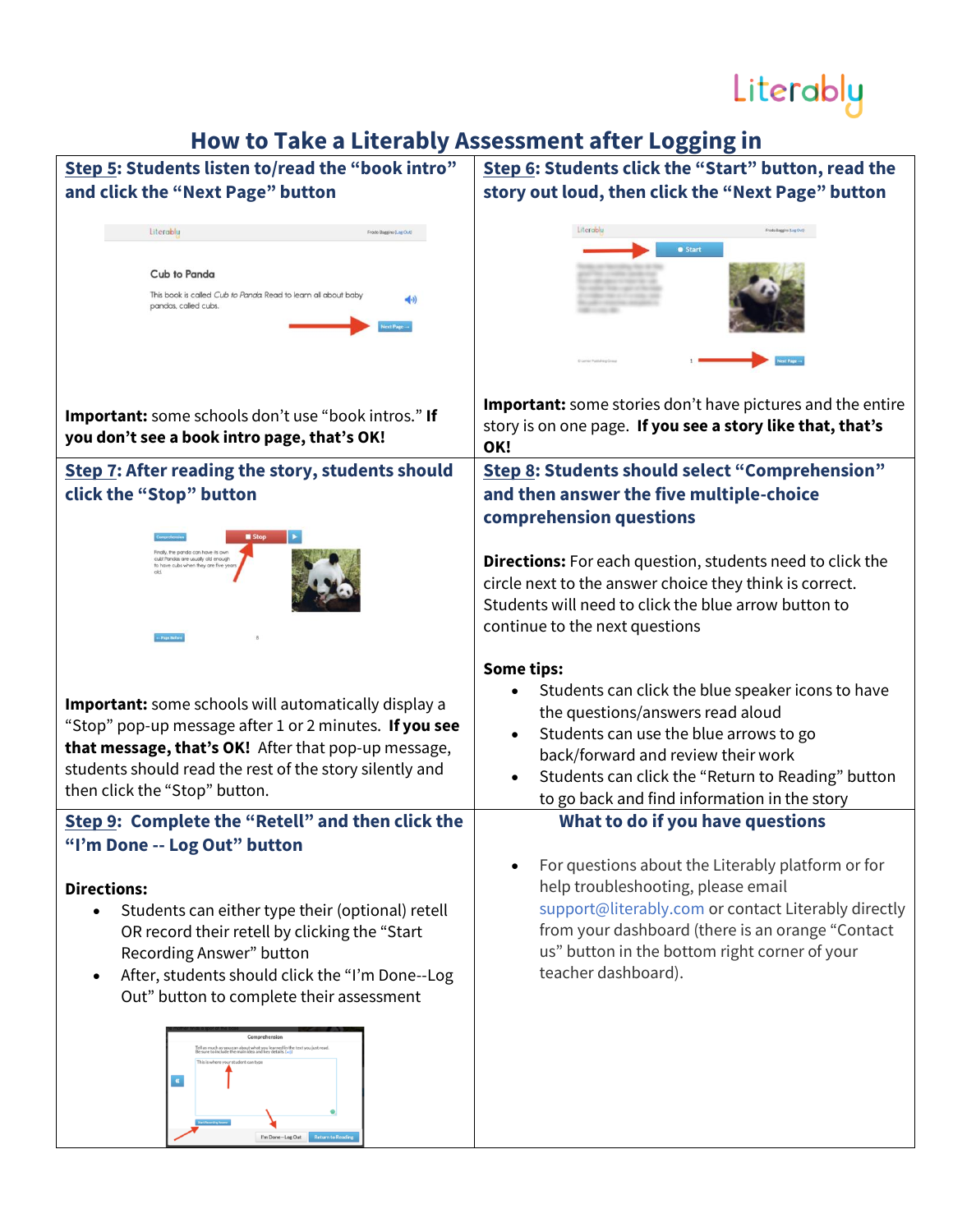# How to Take a Literably Assessment after Logging in

## Step 5: Students listen to/read the "book intro" and click the "Next Page" button

**Important:** some schools don't use "book intros." **If you don't see a book intro page, that's OK!**

## Step 6: Students click the "Start" button, read the story out loud, then click the "Next Page" button

**Important:** some stories don't have pictures and the entire story is on one page. **If you see a story like that, that's OK!**

## Step 7: After reading the story, students should click the "Stop" button

**Important:** some schools will automatically display a "Stop" pop-up message after 1 or 2 minutes. **If you see that message, that's OK!** After that pop-up message, students should read the rest of the story silently and then click the "Stop" button.

## Step 8: Students should select "Comprehension" and then answer the five multiple-choice comprehension questions

**Directions:** For each question, students need to click the circle next to the answer choice they think is correct. Students will need to click the blue arrow button to continue to the next questions

**Some tips:**

- Students can click the blue speaker icons to have the questions/answers read aloud
- Students can use the blue arrows to go back/forward and review their work
- Students can click the "Return to Reading" button to go back and find information in the story

## Step 9: Complete the "Retell" and then click the "I'm Done -- Log Out" button

**Directions:**

- Students can either type their (optional) retell OR record their retell by clicking the "Start Recording Answer" button
- After, students should click the "I'm Done--Log Out" button to complete their assessment

## What to do if you have questions

- For questions about the Literably platform or for help troubleshooting, please email support@literably.com or contact Literably directly from your dashboard (there is an orange "Contact us" button in the bottom right corner of your teacher dashboard).